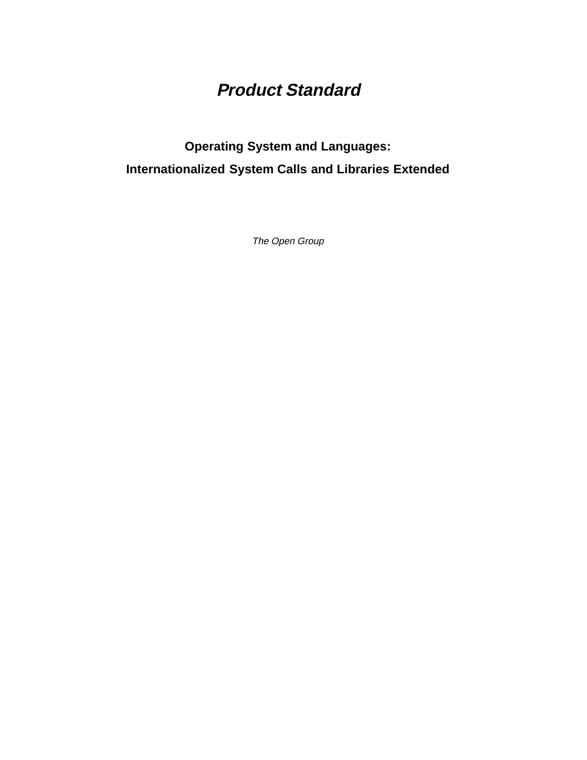# *Product Standard*

## Operating System and Languages:

## Internationalized System Calls and Libraries Extended

*The Open Group*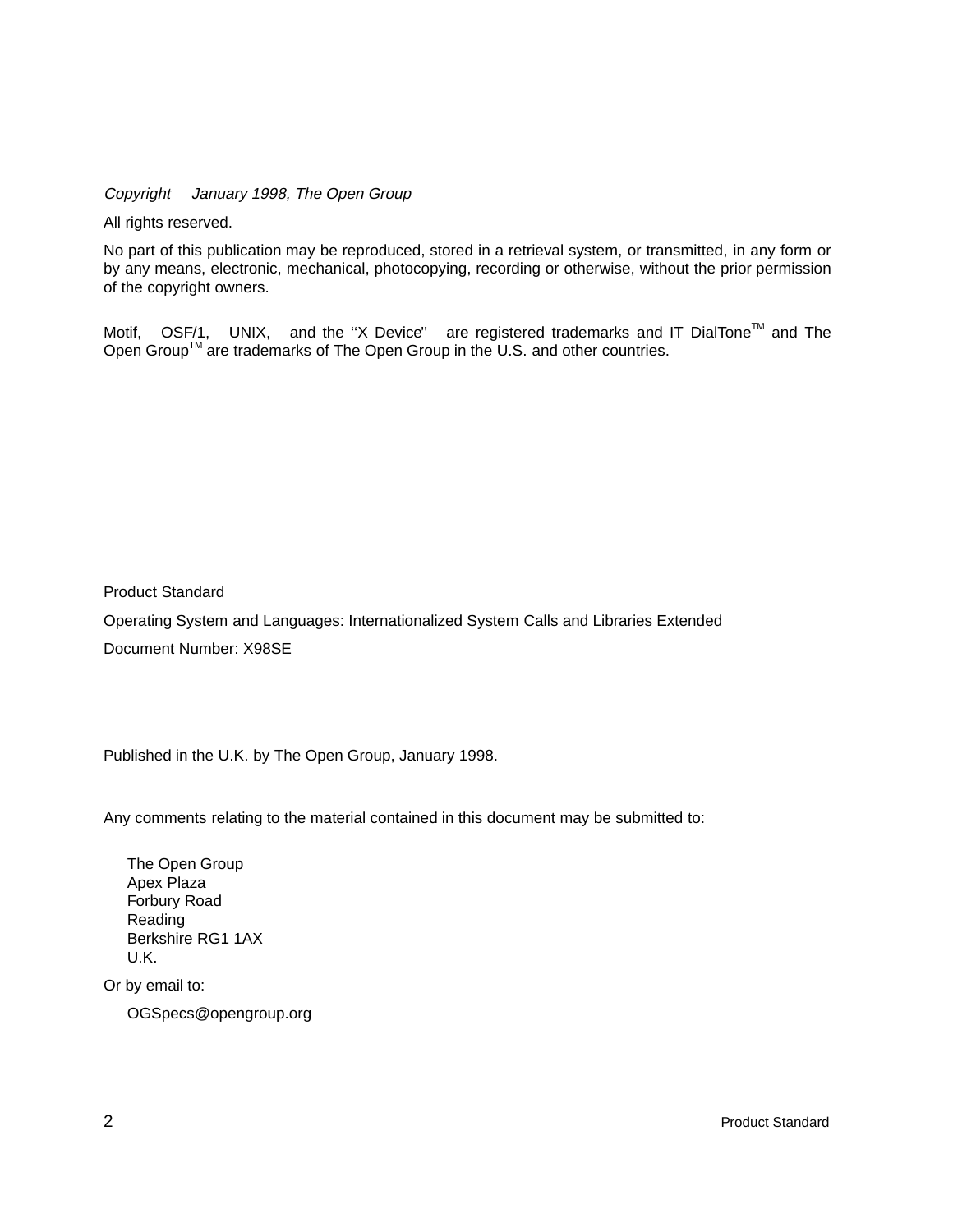*Copyright   January 1998, The Open Group*

All rights reserved.

No part of this publication may be reproduced, stored in a retrieval system, or transmitted, in any form or by any means, electronic, mechanical, photocopying, recording or otherwise, without the prior permission of the copyright owners.

Motif, OSF/1, UNIX, and the ''X Device'' are registered trademarks and IT DialTone™ and The Open Group™ are trademarks of The Open Group in the U.S. and other countries.

Product Standard

Operating System and Languages: Internationalized System Calls and Libraries Extended

Document Number: X98SE

Published in the U.K. by The Open Group, January 1998.

Any comments relating to the material contained in this document may be submitted to:

The Open Group
Apex Plaza
Forbury Road
Reading
Berkshire RG1 1AX
U.K.

Or by email to:

OGSpecs@opengroup.org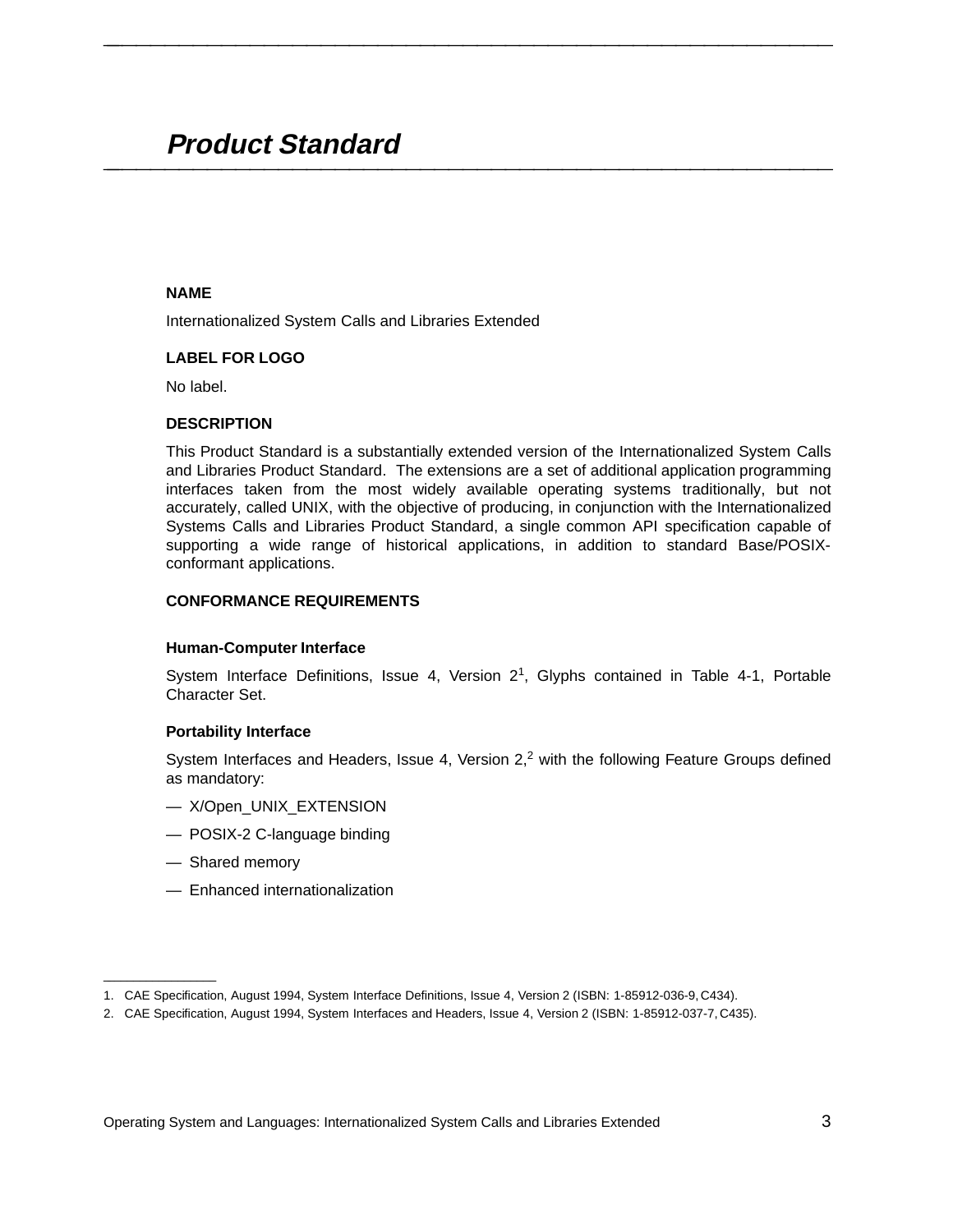# *Product Standard*

**NAME**

Internationalized System Calls and Libraries Extended

**LABEL FOR LOGO**

No label.

**DESCRIPTION**

This Product Standard is a substantially extended version of the Internationalized System Calls and Libraries Product Standard. The extensions are a set of additional application programming interfaces taken from the most widely available operating systems traditionally, but not accurately, called UNIX, with the objective of producing, in conjunction with the Internationalized Systems Calls and Libraries Product Standard, a single common API specification capable of supporting a wide range of historical applications, in addition to standard Base/POSIX-conformant applications.

**CONFORMANCE REQUIREMENTS**

**Human-Computer Interface**

System Interface Definitions, Issue 4, Version 2[1], Glyphs contained in Table 4-1, Portable Character Set.

**Portability Interface**

System Interfaces and Headers, Issue 4, Version 2,[2] with the following Feature Groups defined as mandatory:

— X/Open_UNIX_EXTENSION

— POSIX-2 C-language binding

— Shared memory

— Enhanced internationalization

---

1. CAE Specification, August 1994, System Interface Definitions, Issue 4, Version 2 (ISBN: 1-85912-036-9, C434).
2. CAE Specification, August 1994, System Interfaces and Headers, Issue 4, Version 2 (ISBN: 1-85912-037-7, C435).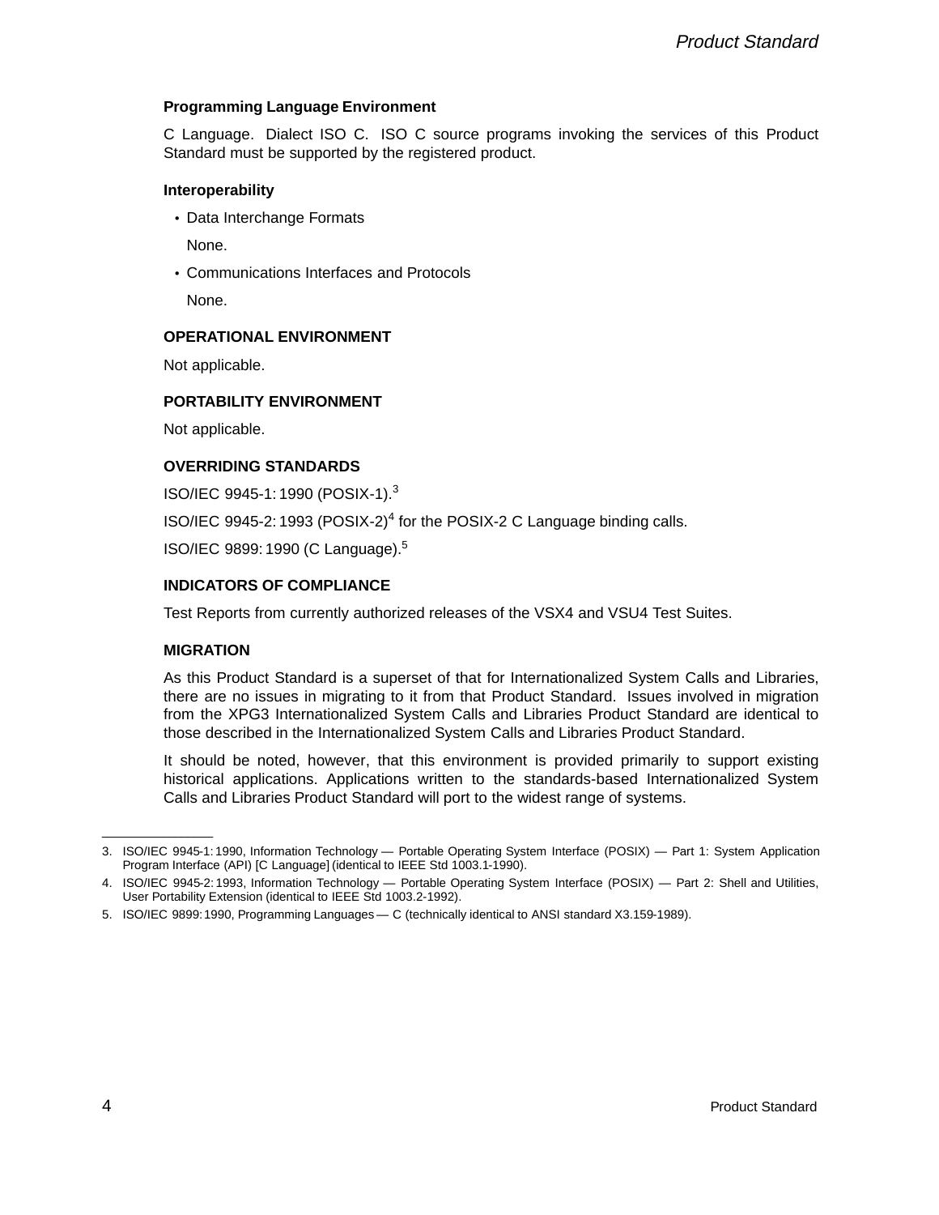### Programming Language Environment

C Language. Dialect ISO C. ISO C source programs invoking the services of this Product Standard must be supported by the registered product.

### Interoperability

- Data Interchange Formats

  None.

- Communications Interfaces and Protocols

  None.

## OPERATIONAL ENVIRONMENT

Not applicable.

## PORTABILITY ENVIRONMENT

Not applicable.

## OVERRIDING STANDARDS

ISO/IEC 9945-1: 1990 (POSIX-1).[3]

ISO/IEC 9945-2: 1993 (POSIX-2)[4] for the POSIX-2 C Language binding calls.

ISO/IEC 9899: 1990 (C Language).[5]

## INDICATORS OF COMPLIANCE

Test Reports from currently authorized releases of the VSX4 and VSU4 Test Suites.

## MIGRATION

As this Product Standard is a superset of that for Internationalized System Calls and Libraries, there are no issues in migrating to it from that Product Standard. Issues involved in migration from the XPG3 Internationalized System Calls and Libraries Product Standard are identical to those described in the Internationalized System Calls and Libraries Product Standard.

It should be noted, however, that this environment is provided primarily to support existing historical applications. Applications written to the standards-based Internationalized System Calls and Libraries Product Standard will port to the widest range of systems.

---

3. ISO/IEC 9945-1: 1990, Information Technology — Portable Operating System Interface (POSIX) — Part 1: System Application Program Interface (API) [C Language] (identical to IEEE Std 1003.1-1990).

4. ISO/IEC 9945-2: 1993, Information Technology — Portable Operating System Interface (POSIX) — Part 2: Shell and Utilities, User Portability Extension (identical to IEEE Std 1003.2-1992).

5. ISO/IEC 9899: 1990, Programming Languages — C (technically identical to ANSI standard X3.159-1989).